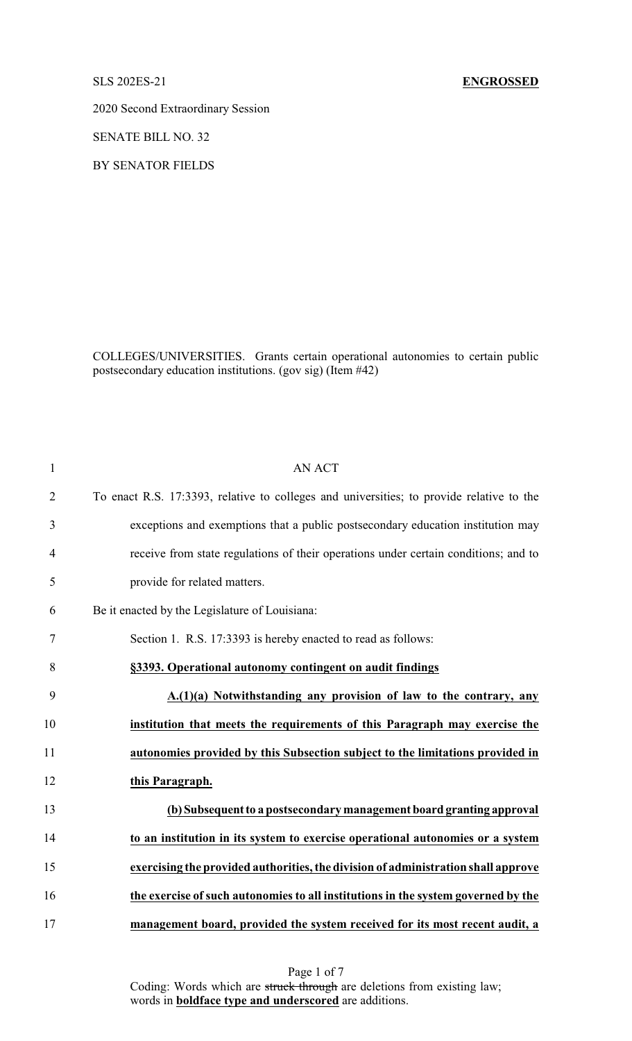SLS 202ES-21 **ENGROSSED**

2020 Second Extraordinary Session

SENATE BILL NO. 32

BY SENATOR FIELDS

COLLEGES/UNIVERSITIES. Grants certain operational autonomies to certain public postsecondary education institutions. (gov sig) (Item #42)

AN ACT

To enact R.S. 17:3393, relative to colleges and universities; to provide relative to the exceptions and exemptions that a public postsecondary education institution may receive from state regulations of their operations under certain conditions; and to provide for related matters.

Be it enacted by the Legislature of Louisiana:

Section 1. R.S. 17:3393 is hereby enacted to read as follows:

**§3393. Operational autonomy contingent on audit findings**

**A.(1)(a) Notwithstanding any provision of law to the contrary, any institution that meets the requirements of this Paragraph may exercise the autonomies provided by this Subsection subject to the limitations provided in this Paragraph.**

**(b) Subsequent to a postsecondary management board granting approval to an institution in its system to exercise operational autonomies or a system exercising the provided authorities, the division of administration shall approve the exercise of such autonomies to all institutions in the system governed by the management board, provided the system received for its most recent audit, a**

Coding: Words which are ~~struck through~~ are deletions from existing law; words in **boldface type and underscored** are additions.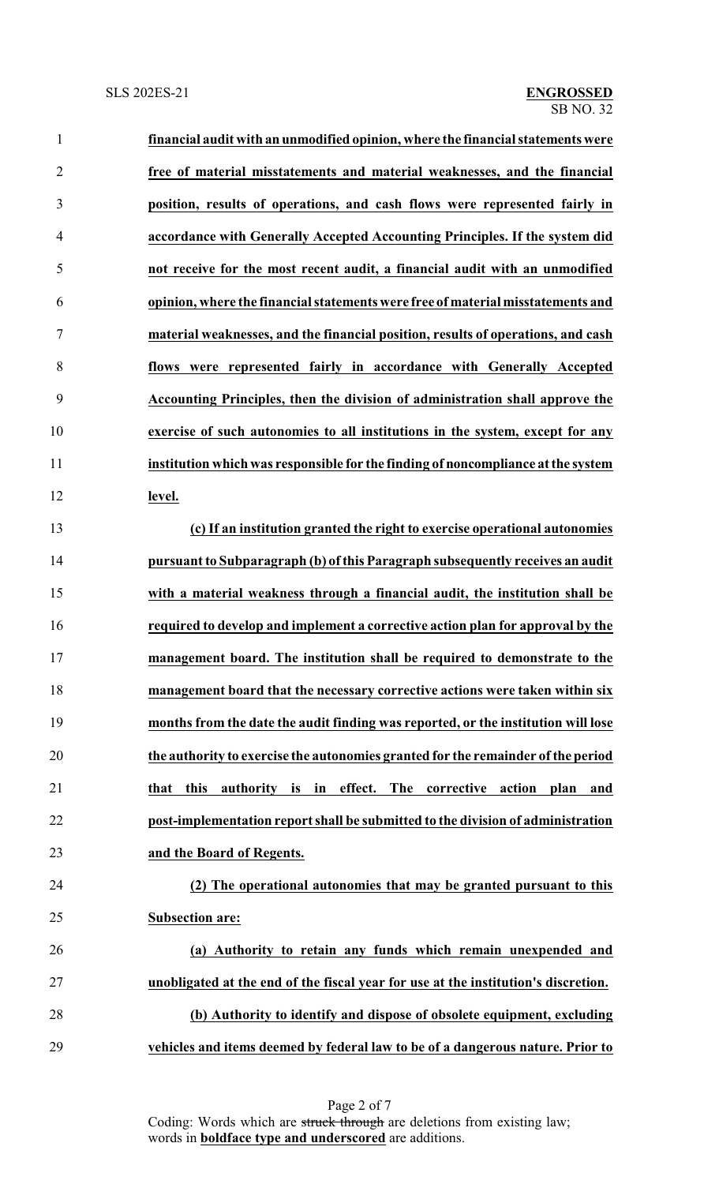**financial audit with an unmodified opinion, where the financial statements were free of material misstatements and material weaknesses, and the financial position, results of operations, and cash flows were represented fairly in accordance with Generally Accepted Accounting Principles. If the system did not receive for the most recent audit, a financial audit with an unmodified opinion, where the financial statements were free of material misstatements and material weaknesses, and the financial position, results of operations, and cash flows were represented fairly in accordance with Generally Accepted Accounting Principles, then the division of administration shall approve the exercise of such autonomies to all institutions in the system, except for any institution which was responsible for the finding of noncompliance at the system level.**

**(c) If an institution granted the right to exercise operational autonomies pursuant to Subparagraph (b) of this Paragraph subsequently receives an audit with a material weakness through a financial audit, the institution shall be required to develop and implement a corrective action plan for approval by the management board. The institution shall be required to demonstrate to the management board that the necessary corrective actions were taken within six months from the date the audit finding was reported, or the institution will lose the authority to exercise the autonomies granted for the remainder of the period that this authority is in effect. The corrective action plan and post-implementation report shall be submitted to the division of administration and the Board of Regents.**

**(2) The operational autonomies that may be granted pursuant to this Subsection are:**

**(a) Authority to retain any funds which remain unexpended and unobligated at the end of the fiscal year for use at the institution's discretion.**

**(b) Authority to identify and dispose of obsolete equipment, excluding vehicles and items deemed by federal law to be of a dangerous nature. Prior to**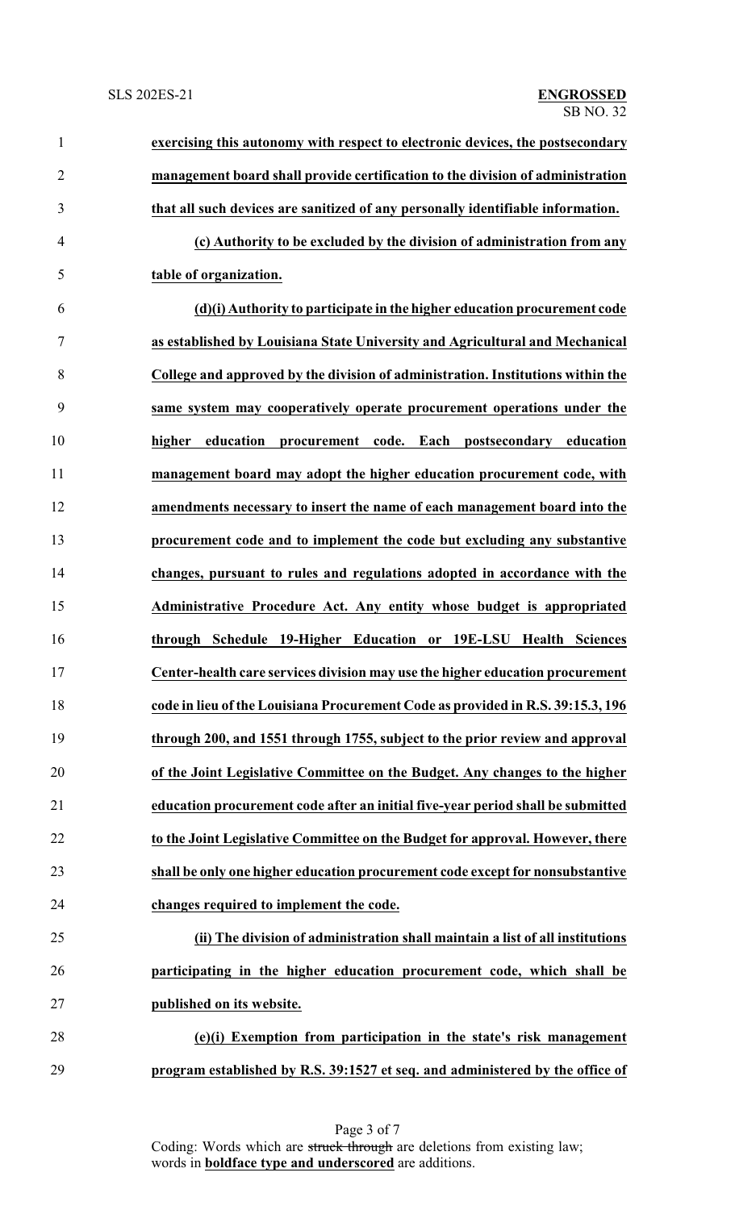**exercising this autonomy with respect to electronic devices, the postsecondary management board shall provide certification to the division of administration that all such devices are sanitized of any personally identifiable information.**

**(c) Authority to be excluded by the division of administration from any table of organization.**

**(d)(i) Authority to participate in the higher education procurement code as established by Louisiana State University and Agricultural and Mechanical College and approved by the division of administration. Institutions within the same system may cooperatively operate procurement operations under the higher education procurement code. Each postsecondary education management board may adopt the higher education procurement code, with amendments necessary to insert the name of each management board into the procurement code and to implement the code but excluding any substantive changes, pursuant to rules and regulations adopted in accordance with the Administrative Procedure Act. Any entity whose budget is appropriated through Schedule 19-Higher Education or 19E-LSU Health Sciences Center-health care services division may use the higher education procurement code in lieu of the Louisiana Procurement Code as provided in R.S. 39:15.3, 196 through 200, and 1551 through 1755, subject to the prior review and approval of the Joint Legislative Committee on the Budget. Any changes to the higher education procurement code after an initial five-year period shall be submitted to the Joint Legislative Committee on the Budget for approval. However, there shall be only one higher education procurement code except for nonsubstantive changes required to implement the code.**

**(ii) The division of administration shall maintain a list of all institutions participating in the higher education procurement code, which shall be published on its website.**

**(e)(i) Exemption from participation in the state's risk management program established by R.S. 39:1527 et seq. and administered by the office of**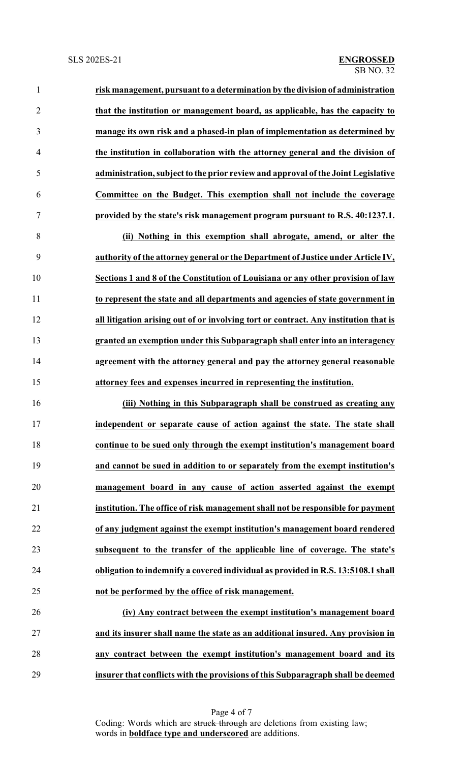**risk management, pursuant to a determination by the division of administration that the institution or management board, as applicable, has the capacity to manage its own risk and a phased-in plan of implementation as determined by the institution in collaboration with the attorney general and the division of administration, subject to the prior review and approval of the Joint Legislative Committee on the Budget. This exemption shall not include the coverage provided by the state's risk management program pursuant to R.S. 40:1237.1.**

**(ii) Nothing in this exemption shall abrogate, amend, or alter the authority of the attorney general or the Department of Justice under Article IV, Sections 1 and 8 of the Constitution of Louisiana or any other provision of law to represent the state and all departments and agencies of state government in all litigation arising out of or involving tort or contract. Any institution that is granted an exemption under this Subparagraph shall enter into an interagency agreement with the attorney general and pay the attorney general reasonable attorney fees and expenses incurred in representing the institution.**

**(iii) Nothing in this Subparagraph shall be construed as creating any independent or separate cause of action against the state. The state shall continue to be sued only through the exempt institution's management board and cannot be sued in addition to or separately from the exempt institution's management board in any cause of action asserted against the exempt institution. The office of risk management shall not be responsible for payment of any judgment against the exempt institution's management board rendered subsequent to the transfer of the applicable line of coverage. The state's obligation to indemnify a covered individual as provided in R.S. 13:5108.1 shall not be performed by the office of risk management.**

**(iv) Any contract between the exempt institution's management board and its insurer shall name the state as an additional insured. Any provision in any contract between the exempt institution's management board and its insurer that conflicts with the provisions of this Subparagraph shall be deemed**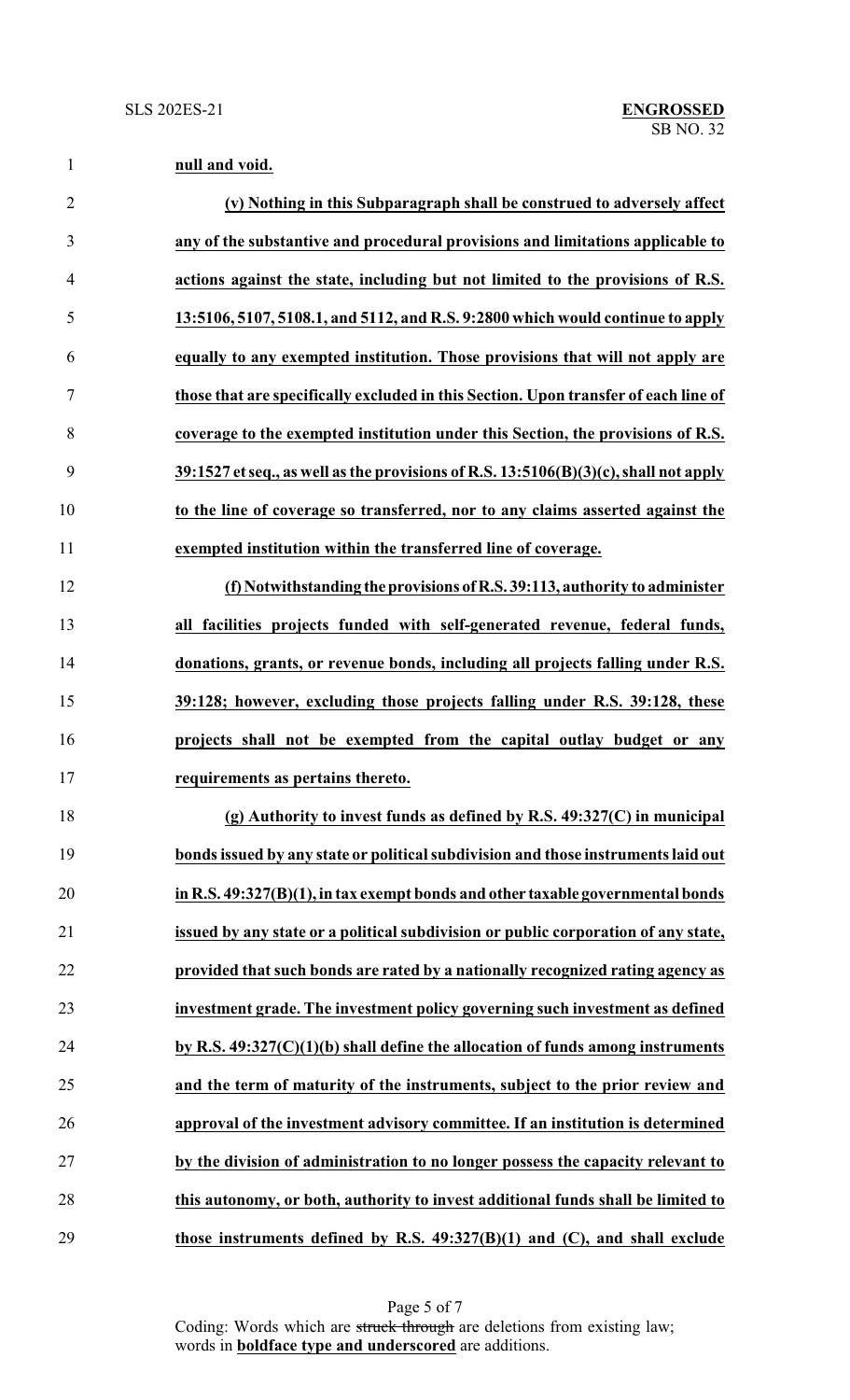**null and void.**

**(v) Nothing in this Subparagraph shall be construed to adversely affect any of the substantive and procedural provisions and limitations applicable to actions against the state, including but not limited to the provisions of R.S. 13:5106, 5107, 5108.1, and 5112, and R.S. 9:2800 which would continue to apply equally to any exempted institution. Those provisions that will not apply are those that are specifically excluded in this Section. Upon transfer of each line of coverage to the exempted institution under this Section, the provisions of R.S. 39:1527 et seq., as well as the provisions of R.S. 13:5106(B)(3)(c), shall not apply to the line of coverage so transferred, nor to any claims asserted against the exempted institution within the transferred line of coverage.**

**(f) Notwithstanding the provisions of R.S. 39:113, authority to administer all facilities projects funded with self-generated revenue, federal funds, donations, grants, or revenue bonds, including all projects falling under R.S. 39:128; however, excluding those projects falling under R.S. 39:128, these projects shall not be exempted from the capital outlay budget or any requirements as pertains thereto.**

**(g) Authority to invest funds as defined by R.S. 49:327(C) in municipal bonds issued by any state or political subdivision and those instruments laid out in R.S. 49:327(B)(1), in tax exempt bonds and other taxable governmental bonds issued by any state or a political subdivision or public corporation of any state, provided that such bonds are rated by a nationally recognized rating agency as investment grade. The investment policy governing such investment as defined by R.S. 49:327(C)(1)(b) shall define the allocation of funds among instruments and the term of maturity of the instruments, subject to the prior review and approval of the investment advisory committee. If an institution is determined by the division of administration to no longer possess the capacity relevant to this autonomy, or both, authority to invest additional funds shall be limited to those instruments defined by R.S. 49:327(B)(1) and (C), and shall exclude**

Coding: Words which are ~~struck through~~ are deletions from existing law; words in **boldface type and underscored** are additions.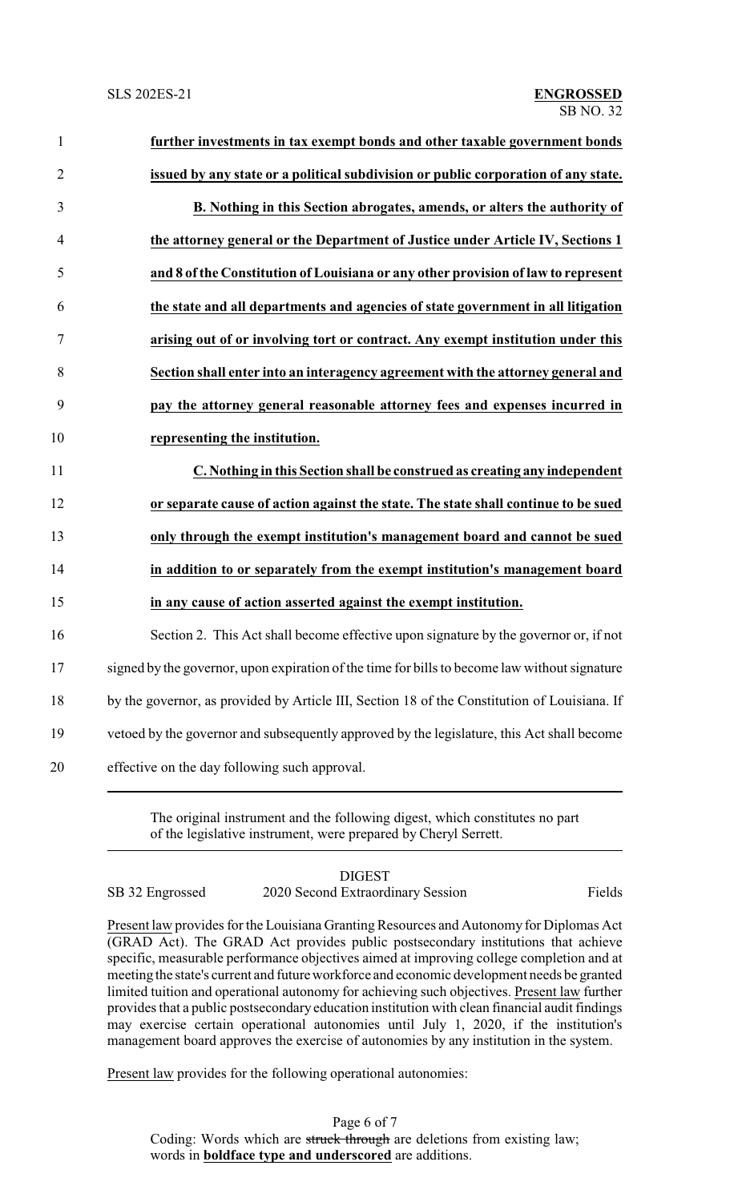**further investments in tax exempt bonds and other taxable government bonds issued by any state or a political subdivision or public corporation of any state.**

**B. Nothing in this Section abrogates, amends, or alters the authority of the attorney general or the Department of Justice under Article IV, Sections 1 and 8 of the Constitution of Louisiana or any other provision of law to represent the state and all departments and agencies of state government in all litigation arising out of or involving tort or contract. Any exempt institution under this Section shall enter into an interagency agreement with the attorney general and pay the attorney general reasonable attorney fees and expenses incurred in representing the institution.**

**C. Nothing in this Section shall be construed as creating any independent or separate cause of action against the state. The state shall continue to be sued only through the exempt institution's management board and cannot be sued in addition to or separately from the exempt institution's management board in any cause of action asserted against the exempt institution.**

Section 2. This Act shall become effective upon signature by the governor or, if not signed by the governor, upon expiration of the time for bills to become law without signature by the governor, as provided by Article III, Section 18 of the Constitution of Louisiana. If vetoed by the governor and subsequently approved by the legislature, this Act shall become effective on the day following such approval.

---

The original instrument and the following digest, which constitutes no part of the legislative instrument, were prepared by Cheryl Serrett.

---

DIGEST

SB 32 Engrossed — 2020 Second Extraordinary Session — Fields

Present law provides for the Louisiana Granting Resources and Autonomy for Diplomas Act (GRAD Act). The GRAD Act provides public postsecondary institutions that achieve specific, measurable performance objectives aimed at improving college completion and at meeting the state's current and future workforce and economic development needs be granted limited tuition and operational autonomy for achieving such objectives. Present law further provides that a public postsecondary education institution with clean financial audit findings may exercise certain operational autonomies until July 1, 2020, if the institution's management board approves the exercise of autonomies by any institution in the system.

Present law provides for the following operational autonomies: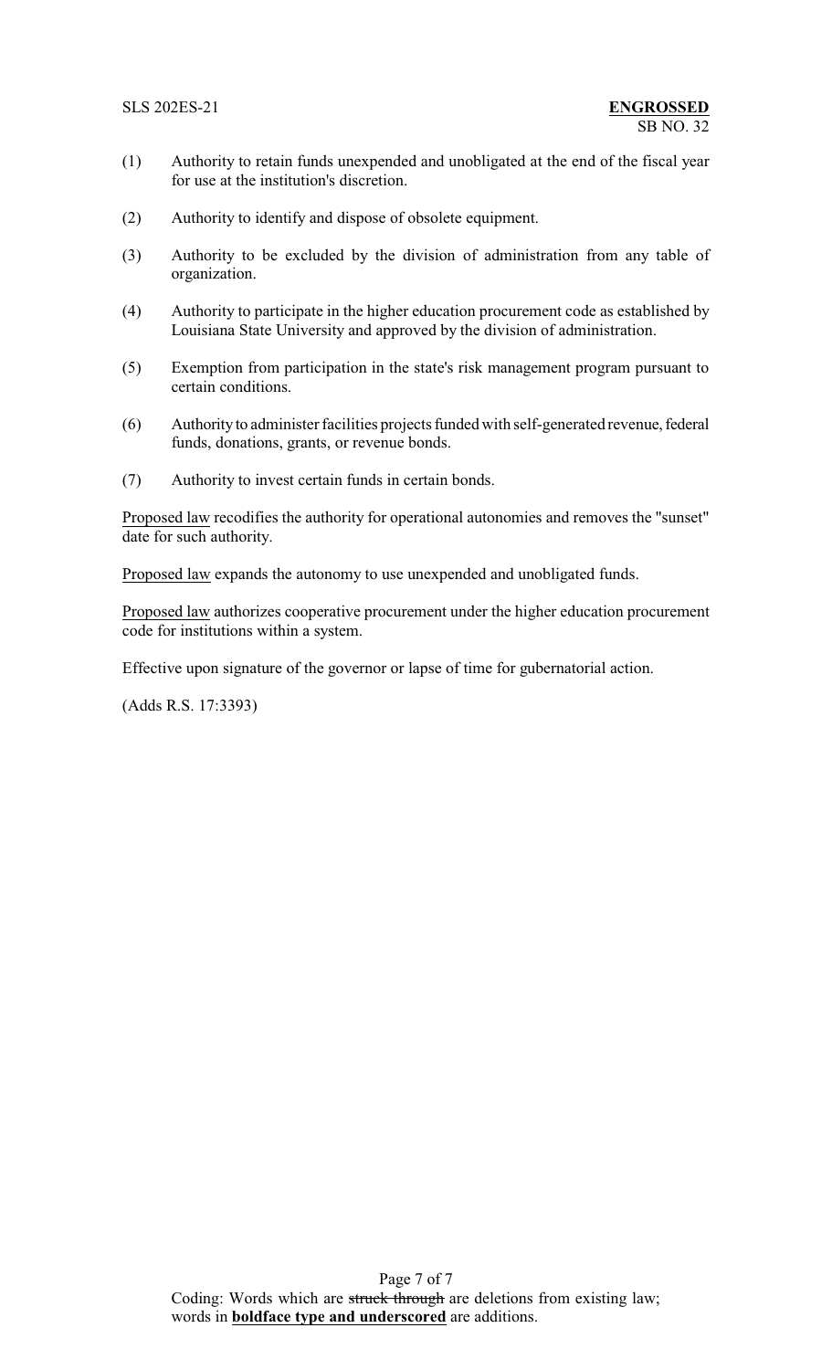(1) Authority to retain funds unexpended and unobligated at the end of the fiscal year for use at the institution's discretion.

(2) Authority to identify and dispose of obsolete equipment.

(3) Authority to be excluded by the division of administration from any table of organization.

(4) Authority to participate in the higher education procurement code as established by Louisiana State University and approved by the division of administration.

(5) Exemption from participation in the state's risk management program pursuant to certain conditions.

(6) Authority to administer facilities projects funded with self-generated revenue, federal funds, donations, grants, or revenue bonds.

(7) Authority to invest certain funds in certain bonds.

Proposed law recodifies the authority for operational autonomies and removes the "sunset" date for such authority.

Proposed law expands the autonomy to use unexpended and unobligated funds.

Proposed law authorizes cooperative procurement under the higher education procurement code for institutions within a system.

Effective upon signature of the governor or lapse of time for gubernatorial action.

(Adds R.S. 17:3393)

Coding: Words which are ~~struck through~~ are deletions from existing law; words in **boldface type and underscored** are additions.